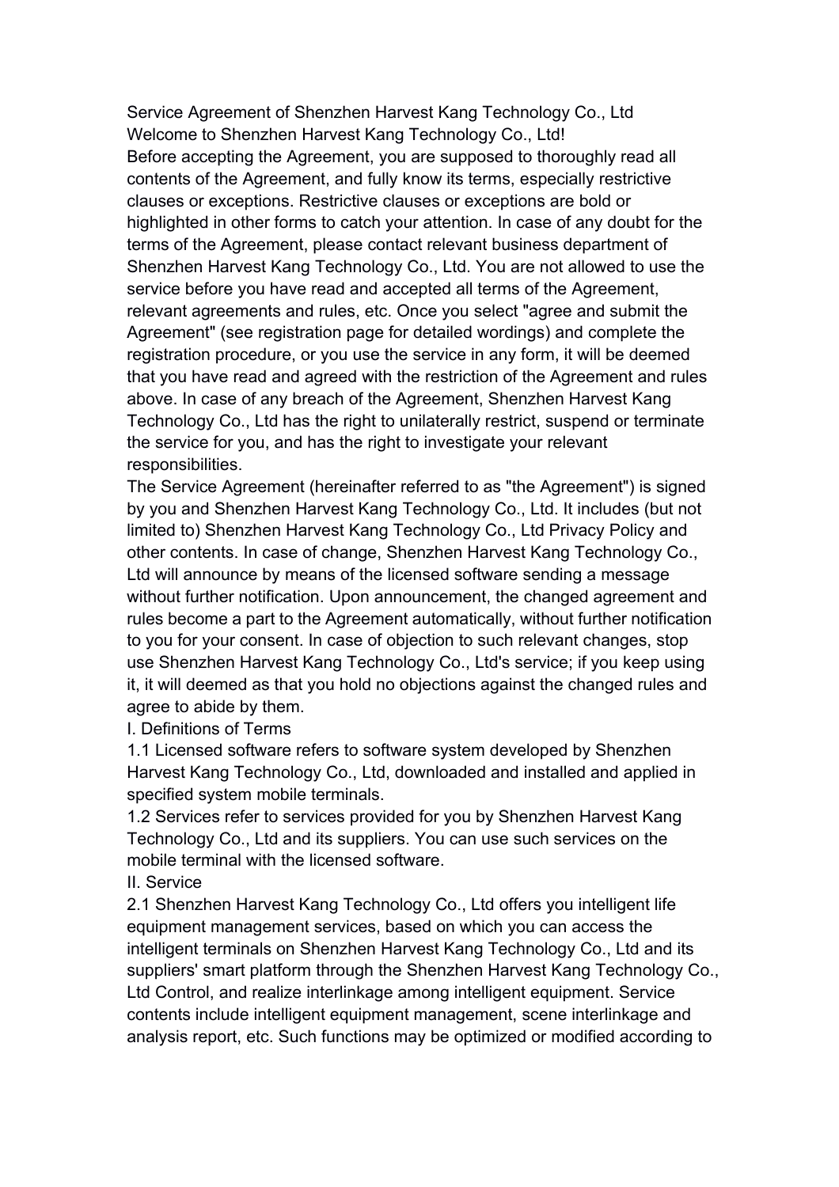# Service Agreement of Shenzhen Harvest Kang Technology Co., Ltd

Welcome to Shenzhen Harvest Kang Technology Co., Ltd!

Before accepting the Agreement, you are supposed to thoroughly read all contents of the Agreement, and fully know its terms, especially restrictive clauses or exceptions. Restrictive clauses or exceptions are bold or highlighted in other forms to catch your attention. In case of any doubt for the terms of the Agreement, please contact relevant business department of Shenzhen Harvest Kang Technology Co., Ltd. You are not allowed to use the service before you have read and accepted all terms of the Agreement, relevant agreements and rules, etc. Once you select "agree and submit the Agreement" (see registration page for detailed wordings) and complete the registration procedure, or you use the service in any form, it will be deemed that you have read and agreed with the restriction of the Agreement and rules above. In case of any breach of the Agreement, Shenzhen Harvest Kang Technology Co., Ltd has the right to unilaterally restrict, suspend or terminate the service for you, and has the right to investigate your relevant responsibilities.

The Service Agreement (hereinafter referred to as "the Agreement") is signed by you and Shenzhen Harvest Kang Technology Co., Ltd. It includes (but not limited to) Shenzhen Harvest Kang Technology Co., Ltd Privacy Policy and other contents. In case of change, Shenzhen Harvest Kang Technology Co., Ltd will announce by means of the licensed software sending a message without further notification. Upon announcement, the changed agreement and rules become a part to the Agreement automatically, without further notification to you for your consent. In case of objection to such relevant changes, stop use Shenzhen Harvest Kang Technology Co., Ltd's service; if you keep using it, it will deemed as that you hold no objections against the changed rules and agree to abide by them.

## I. Definitions of Terms

1.1 Licensed software refers to software system developed by Shenzhen Harvest Kang Technology Co., Ltd, downloaded and installed and applied in specified system mobile terminals.

1.2 Services refer to services provided for you by Shenzhen Harvest Kang Technology Co., Ltd and its suppliers. You can use such services on the mobile terminal with the licensed software.

## II. Service

2.1 Shenzhen Harvest Kang Technology Co., Ltd offers you intelligent life equipment management services, based on which you can access the intelligent terminals on Shenzhen Harvest Kang Technology Co., Ltd and its suppliers' smart platform through the Shenzhen Harvest Kang Technology Co., Ltd Control, and realize interlinkage among intelligent equipment. Service contents include intelligent equipment management, scene interlinkage and analysis report, etc. Such functions may be optimized or modified according to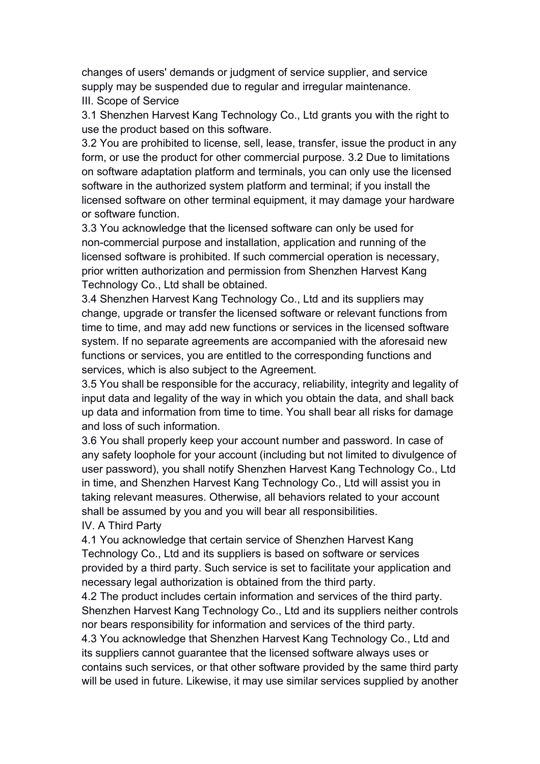changes of users' demands or judgment of service supplier, and service supply may be suspended due to regular and irregular maintenance.

## III. Scope of Service

3.1 Shenzhen Harvest Kang Technology Co., Ltd grants you with the right to use the product based on this software.

3.2 You are prohibited to license, sell, lease, transfer, issue the product in any form, or use the product for other commercial purpose. 3.2 Due to limitations on software adaptation platform and terminals, you can only use the licensed software in the authorized system platform and terminal; if you install the licensed software on other terminal equipment, it may damage your hardware or software function.

3.3 You acknowledge that the licensed software can only be used for non-commercial purpose and installation, application and running of the licensed software is prohibited. If such commercial operation is necessary, prior written authorization and permission from Shenzhen Harvest Kang Technology Co., Ltd shall be obtained.

3.4 Shenzhen Harvest Kang Technology Co., Ltd and its suppliers may change, upgrade or transfer the licensed software or relevant functions from time to time, and may add new functions or services in the licensed software system. If no separate agreements are accompanied with the aforesaid new functions or services, you are entitled to the corresponding functions and services, which is also subject to the Agreement.

3.5 You shall be responsible for the accuracy, reliability, integrity and legality of input data and legality of the way in which you obtain the data, and shall back up data and information from time to time. You shall bear all risks for damage and loss of such information.

3.6 You shall properly keep your account number and password. In case of any safety loophole for your account (including but not limited to divulgence of user password), you shall notify Shenzhen Harvest Kang Technology Co., Ltd in time, and Shenzhen Harvest Kang Technology Co., Ltd will assist you in taking relevant measures. Otherwise, all behaviors related to your account shall be assumed by you and you will bear all responsibilities.

## IV. A Third Party

4.1 You acknowledge that certain service of Shenzhen Harvest Kang Technology Co., Ltd and its suppliers is based on software or services provided by a third party. Such service is set to facilitate your application and necessary legal authorization is obtained from the third party.

4.2 The product includes certain information and services of the third party. Shenzhen Harvest Kang Technology Co., Ltd and its suppliers neither controls nor bears responsibility for information and services of the third party.

4.3 You acknowledge that Shenzhen Harvest Kang Technology Co., Ltd and its suppliers cannot guarantee that the licensed software always uses or contains such services, or that other software provided by the same third party will be used in future. Likewise, it may use similar services supplied by another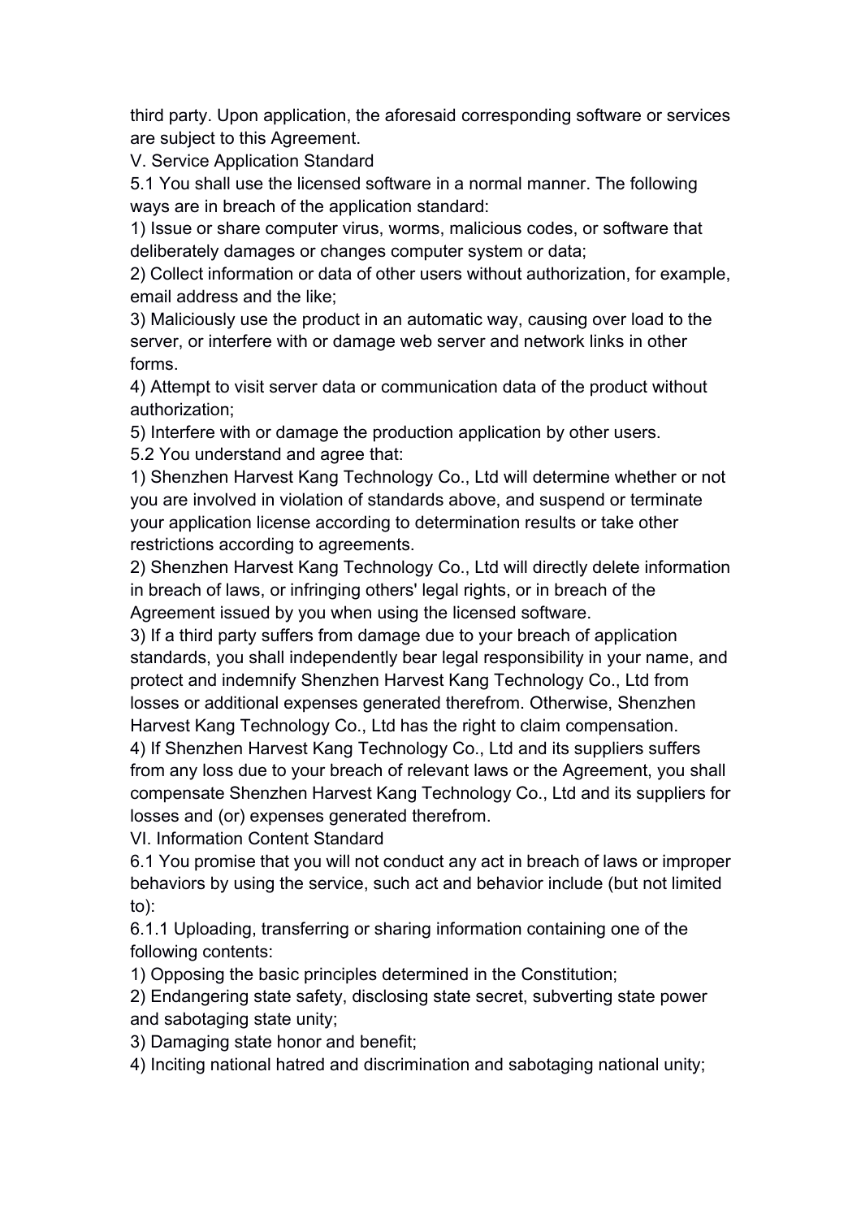third party. Upon application, the aforesaid corresponding software or services are subject to this Agreement.

## V. Service Application Standard

5.1 You shall use the licensed software in a normal manner. The following ways are in breach of the application standard:

1) Issue or share computer virus, worms, malicious codes, or software that deliberately damages or changes computer system or data;

2) Collect information or data of other users without authorization, for example, email address and the like;

3) Maliciously use the product in an automatic way, causing over load to the server, or interfere with or damage web server and network links in other forms.

4) Attempt to visit server data or communication data of the product without authorization;

5) Interfere with or damage the production application by other users.

5.2 You understand and agree that:

1) Shenzhen Harvest Kang Technology Co., Ltd will determine whether or not you are involved in violation of standards above, and suspend or terminate your application license according to determination results or take other restrictions according to agreements.

2) Shenzhen Harvest Kang Technology Co., Ltd will directly delete information in breach of laws, or infringing others' legal rights, or in breach of the Agreement issued by you when using the licensed software.

3) If a third party suffers from damage due to your breach of application standards, you shall independently bear legal responsibility in your name, and protect and indemnify Shenzhen Harvest Kang Technology Co., Ltd from losses or additional expenses generated therefrom. Otherwise, Shenzhen Harvest Kang Technology Co., Ltd has the right to claim compensation.

4) If Shenzhen Harvest Kang Technology Co., Ltd and its suppliers suffers from any loss due to your breach of relevant laws or the Agreement, you shall compensate Shenzhen Harvest Kang Technology Co., Ltd and its suppliers for losses and (or) expenses generated therefrom.

## VI. Information Content Standard

6.1 You promise that you will not conduct any act in breach of laws or improper behaviors by using the service, such act and behavior include (but not limited to):

6.1.1 Uploading, transferring or sharing information containing one of the following contents:

1) Opposing the basic principles determined in the Constitution;

2) Endangering state safety, disclosing state secret, subverting state power and sabotaging state unity;

3) Damaging state honor and benefit;

4) Inciting national hatred and discrimination and sabotaging national unity;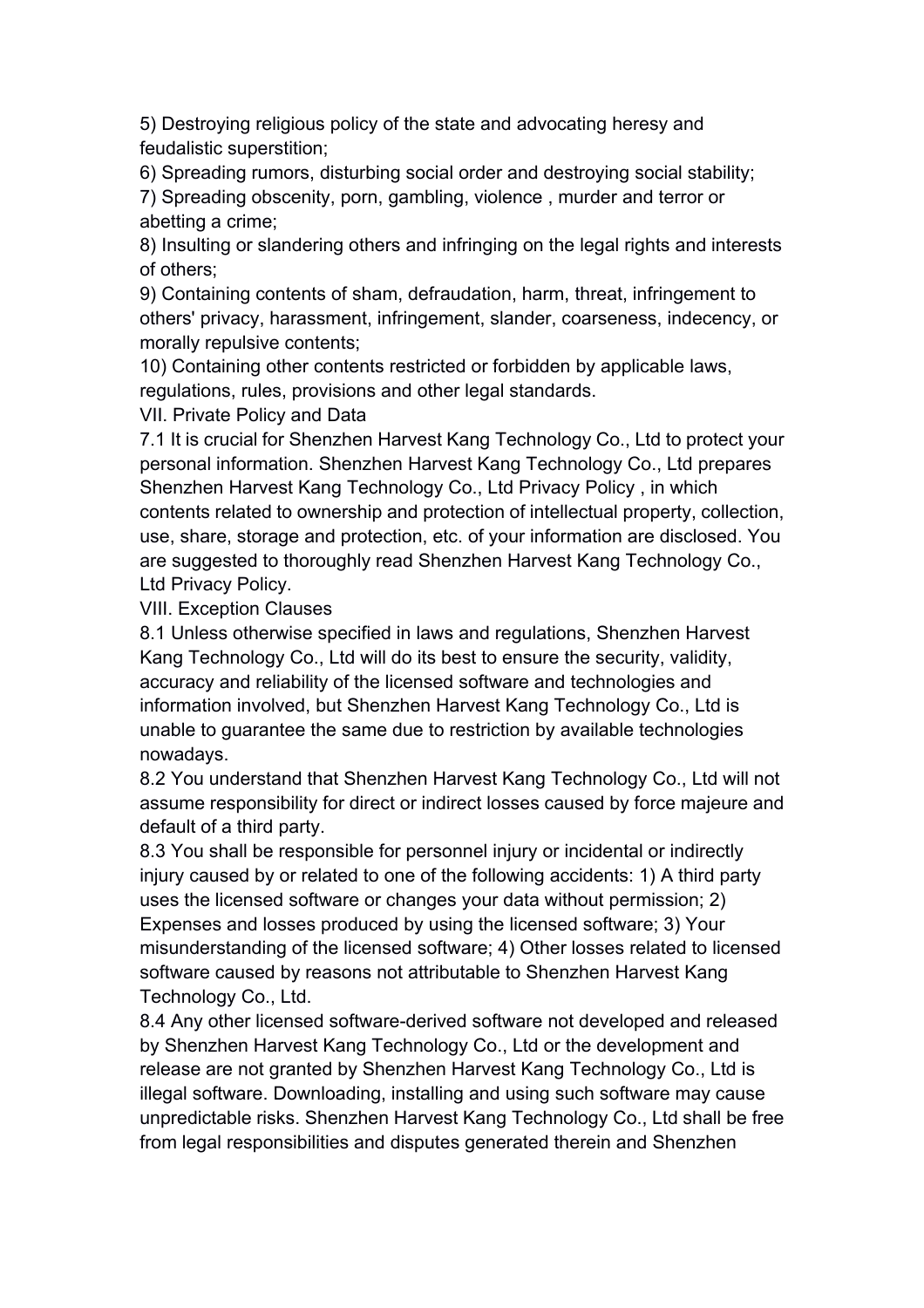5) Destroying religious policy of the state and advocating heresy and feudalistic superstition;

6) Spreading rumors, disturbing social order and destroying social stability;

7) Spreading obscenity, porn, gambling, violence , murder and terror or abetting a crime;

8) Insulting or slandering others and infringing on the legal rights and interests of others;

9) Containing contents of sham, defraudation, harm, threat, infringement to others' privacy, harassment, infringement, slander, coarseness, indecency, or morally repulsive contents;

10) Containing other contents restricted or forbidden by applicable laws, regulations, rules, provisions and other legal standards.

## VII. Private Policy and Data

7.1 It is crucial for Shenzhen Harvest Kang Technology Co., Ltd to protect your personal information. Shenzhen Harvest Kang Technology Co., Ltd prepares Shenzhen Harvest Kang Technology Co., Ltd Privacy Policy , in which contents related to ownership and protection of intellectual property, collection, use, share, storage and protection, etc. of your information are disclosed. You are suggested to thoroughly read Shenzhen Harvest Kang Technology Co., Ltd Privacy Policy.

## VIII. Exception Clauses

8.1 Unless otherwise specified in laws and regulations, Shenzhen Harvest Kang Technology Co., Ltd will do its best to ensure the security, validity, accuracy and reliability of the licensed software and technologies and information involved, but Shenzhen Harvest Kang Technology Co., Ltd is unable to guarantee the same due to restriction by available technologies nowadays.

8.2 You understand that Shenzhen Harvest Kang Technology Co., Ltd will not assume responsibility for direct or indirect losses caused by force majeure and default of a third party.

8.3 You shall be responsible for personnel injury or incidental or indirectly injury caused by or related to one of the following accidents: 1) A third party uses the licensed software or changes your data without permission; 2) Expenses and losses produced by using the licensed software; 3) Your misunderstanding of the licensed software; 4) Other losses related to licensed software caused by reasons not attributable to Shenzhen Harvest Kang Technology Co., Ltd.

8.4 Any other licensed software-derived software not developed and released by Shenzhen Harvest Kang Technology Co., Ltd or the development and release are not granted by Shenzhen Harvest Kang Technology Co., Ltd is illegal software. Downloading, installing and using such software may cause unpredictable risks. Shenzhen Harvest Kang Technology Co., Ltd shall be free from legal responsibilities and disputes generated therein and Shenzhen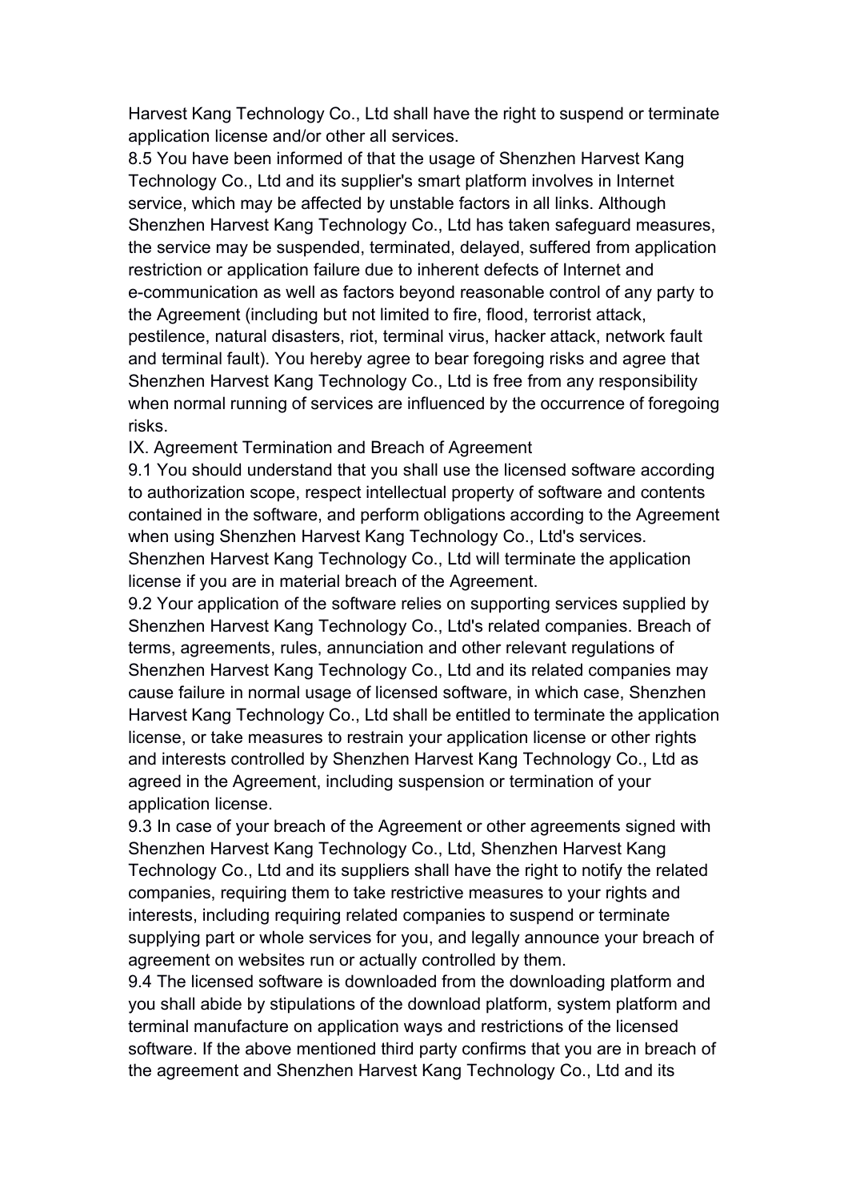Harvest Kang Technology Co., Ltd shall have the right to suspend or terminate application license and/or other all services.

8.5 You have been informed of that the usage of Shenzhen Harvest Kang Technology Co., Ltd and its supplier's smart platform involves in Internet service, which may be affected by unstable factors in all links. Although Shenzhen Harvest Kang Technology Co., Ltd has taken safeguard measures, the service may be suspended, terminated, delayed, suffered from application restriction or application failure due to inherent defects of Internet and e-communication as well as factors beyond reasonable control of any party to the Agreement (including but not limited to fire, flood, terrorist attack, pestilence, natural disasters, riot, terminal virus, hacker attack, network fault and terminal fault). You hereby agree to bear foregoing risks and agree that Shenzhen Harvest Kang Technology Co., Ltd is free from any responsibility when normal running of services are influenced by the occurrence of foregoing risks.

IX. Agreement Termination and Breach of Agreement

9.1 You should understand that you shall use the licensed software according to authorization scope, respect intellectual property of software and contents contained in the software, and perform obligations according to the Agreement when using Shenzhen Harvest Kang Technology Co., Ltd's services. Shenzhen Harvest Kang Technology Co., Ltd will terminate the application license if you are in material breach of the Agreement.

9.2 Your application of the software relies on supporting services supplied by Shenzhen Harvest Kang Technology Co., Ltd's related companies. Breach of terms, agreements, rules, annunciation and other relevant regulations of Shenzhen Harvest Kang Technology Co., Ltd and its related companies may cause failure in normal usage of licensed software, in which case, Shenzhen Harvest Kang Technology Co., Ltd shall be entitled to terminate the application license, or take measures to restrain your application license or other rights and interests controlled by Shenzhen Harvest Kang Technology Co., Ltd as agreed in the Agreement, including suspension or termination of your application license.

9.3 In case of your breach of the Agreement or other agreements signed with Shenzhen Harvest Kang Technology Co., Ltd, Shenzhen Harvest Kang Technology Co., Ltd and its suppliers shall have the right to notify the related companies, requiring them to take restrictive measures to your rights and interests, including requiring related companies to suspend or terminate supplying part or whole services for you, and legally announce your breach of agreement on websites run or actually controlled by them.

9.4 The licensed software is downloaded from the downloading platform and you shall abide by stipulations of the download platform, system platform and terminal manufacture on application ways and restrictions of the licensed software. If the above mentioned third party confirms that you are in breach of the agreement and Shenzhen Harvest Kang Technology Co., Ltd and its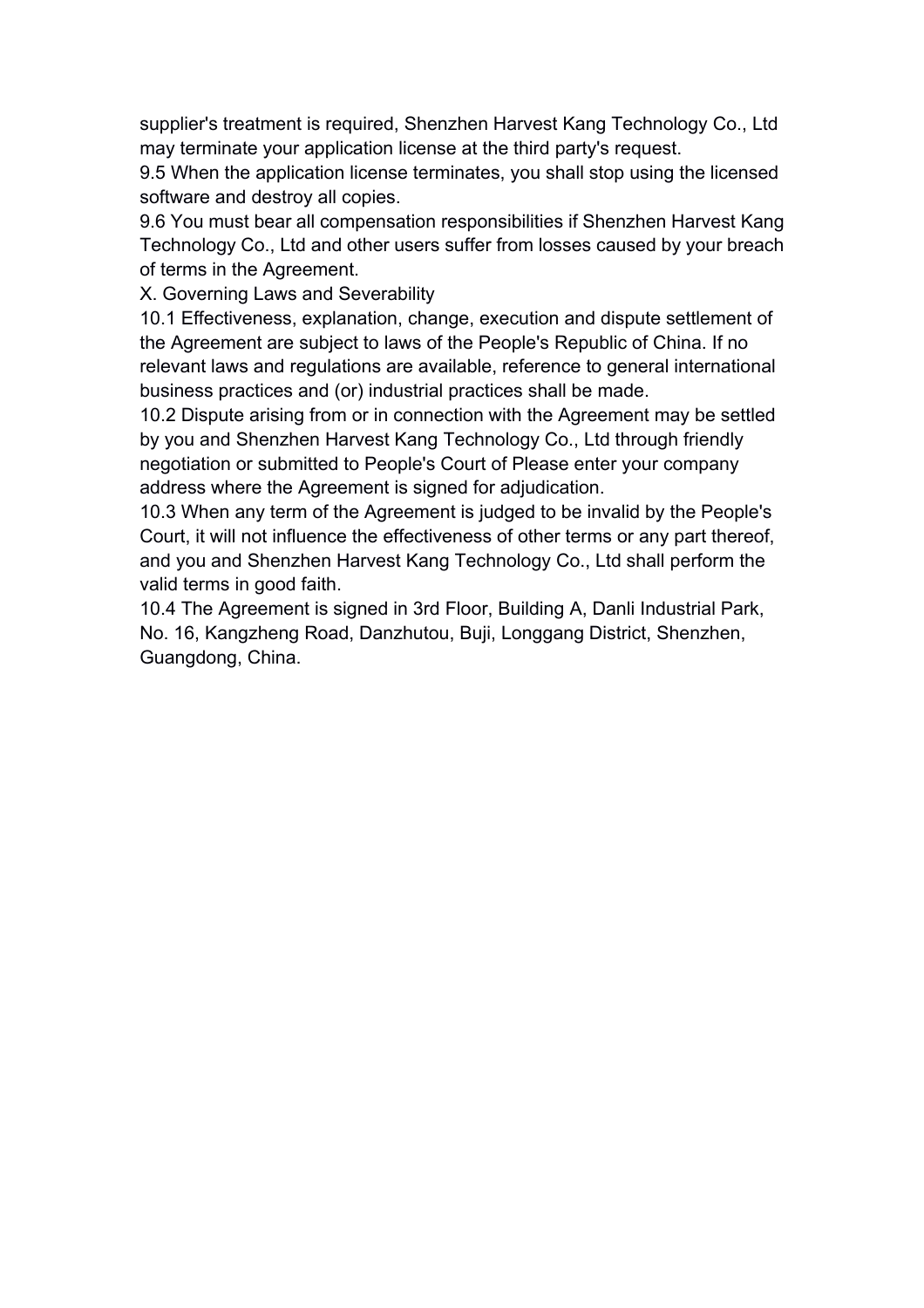supplier's treatment is required, Shenzhen Harvest Kang Technology Co., Ltd may terminate your application license at the third party's request.

9.5 When the application license terminates, you shall stop using the licensed software and destroy all copies.

9.6 You must bear all compensation responsibilities if Shenzhen Harvest Kang Technology Co., Ltd and other users suffer from losses caused by your breach of terms in the Agreement.

X. Governing Laws and Severability

10.1 Effectiveness, explanation, change, execution and dispute settlement of the Agreement are subject to laws of the People's Republic of China. If no relevant laws and regulations are available, reference to general international business practices and (or) industrial practices shall be made.

10.2 Dispute arising from or in connection with the Agreement may be settled by you and Shenzhen Harvest Kang Technology Co., Ltd through friendly negotiation or submitted to People's Court of Please enter your company address where the Agreement is signed for adjudication.

10.3 When any term of the Agreement is judged to be invalid by the People's Court, it will not influence the effectiveness of other terms or any part thereof, and you and Shenzhen Harvest Kang Technology Co., Ltd shall perform the valid terms in good faith.

10.4 The Agreement is signed in 3rd Floor, Building A, Danli Industrial Park, No. 16, Kangzheng Road, Danzhutou, Buji, Longgang District, Shenzhen, Guangdong, China.